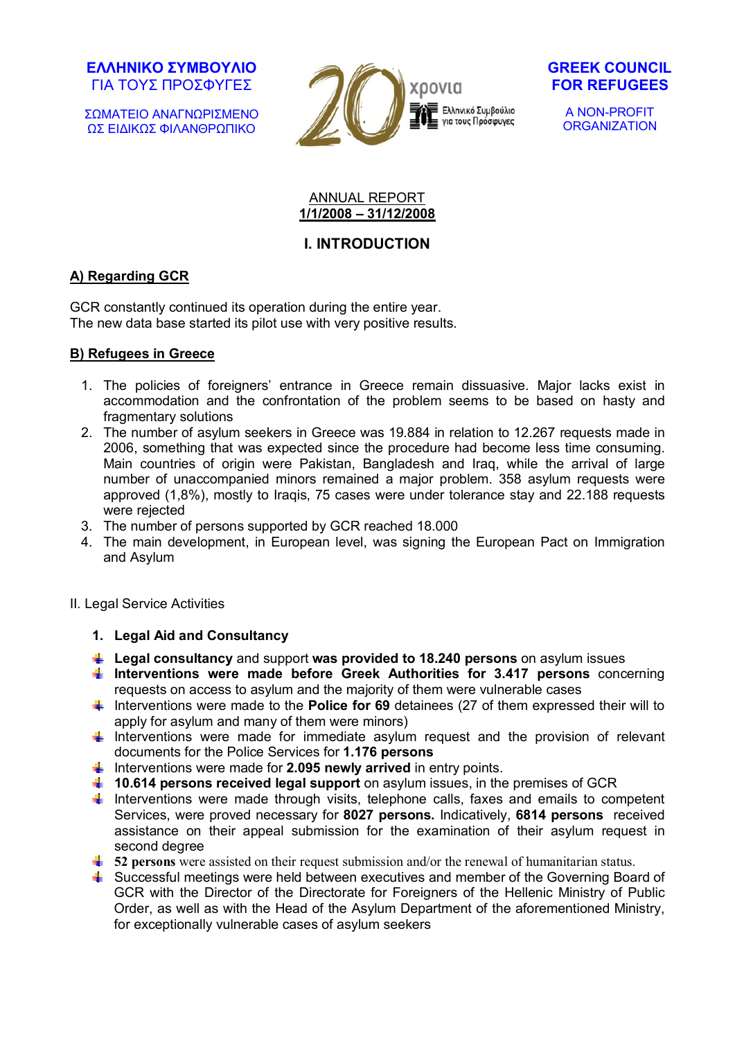ΕΛΛΗΝΙΚΟ ΣΥΜΒΟΥΛΙΟ ΓΙΑ ΤΟΥΣ ΠΡΟΣΦΥΓΕΣ

ΣΩΜΑΤΕΙΟ ΑΝΑΓΝΩΡΙΣΜΕΝΟ ΩΣ ΕΙΔΙΚΩΣ ΦΙΛΑΝΘΡΩΠΙΚΟ

20 χρονια — Ελληνικό Συμβούλιο για τους Πρόσφυγες

GREEK COUNCIL FOR REFUGEES

A NON-PROFIT ORGANIZATION

ANNUAL REPORT
**1/1/2008 – 31/12/2008**

# I. INTRODUCTION

## A) Regarding GCR

GCR constantly continued its operation during the entire year.
The new data base started its pilot use with very positive results.

## B) Refugees in Greece

1. The policies of foreigners' entrance in Greece remain dissuasive. Major lacks exist in accommodation and the confrontation of the problem seems to be based on hasty and fragmentary solutions
2. The number of asylum seekers in Greece was 19.884 in relation to 12.267 requests made in 2006, something that was expected since the procedure had become less time consuming. Main countries of origin were Pakistan, Bangladesh and Iraq, while the arrival of large number of unaccompanied minors remained a major problem. 358 asylum requests were approved (1,8%), mostly to Iraqis, 75 cases were under tolerance stay and 22.188 requests were rejected
3. The number of persons supported by GCR reached 18.000
4. The main development, in European level, was signing the European Pact on Immigration and Asylum

# II. Legal Service Activities

### 1. Legal Aid and Consultancy

- **Legal consultancy** and support **was provided to 18.240 persons** on asylum issues
- **Interventions were made before Greek Authorities for 3.417 persons** concerning requests on access to asylum and the majority of them were vulnerable cases
- Interventions were made to the **Police for 69** detainees (27 of them expressed their will to apply for asylum and many of them were minors)
- Interventions were made for immediate asylum request and the provision of relevant documents for the Police Services for **1.176 persons**
- Interventions were made for **2.095 newly arrived** in entry points.
- **10.614 persons received legal support** on asylum issues, in the premises of GCR
- Interventions were made through visits, telephone calls, faxes and emails to competent Services, were proved necessary for **8027 persons.** Indicatively, **6814 persons** received assistance on their appeal submission for the examination of their asylum request in second degree
- **52 persons** were assisted on their request submission and/or the renewal of humanitarian status.
- Successful meetings were held between executives and member of the Governing Board of GCR with the Director of the Directorate for Foreigners of the Hellenic Ministry of Public Order, as well as with the Head of the Asylum Department of the aforementioned Ministry, for exceptionally vulnerable cases of asylum seekers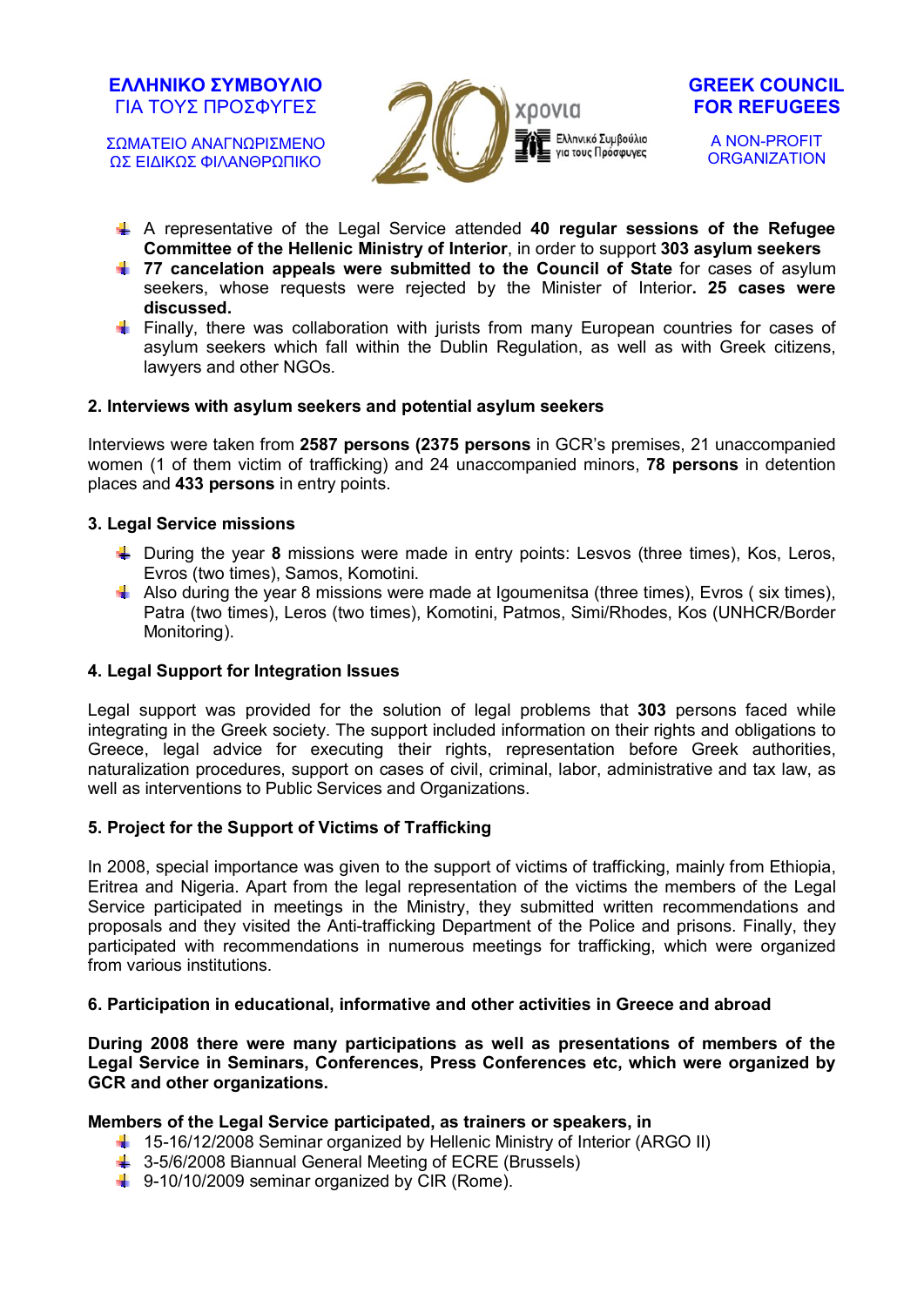- A representative of the Legal Service attended **40 regular sessions of the Refugee Committee of the Hellenic Ministry of Interior**, in order to support **303 asylum seekers**
- **77 cancelation appeals were submitted to the Council of State** for cases of asylum seekers, whose requests were rejected by the Minister of Interior**. 25 cases were discussed.**
- Finally, there was collaboration with jurists from many European countries for cases of asylum seekers which fall within the Dublin Regulation, as well as with Greek citizens, lawyers and other NGOs.

### 2. Interviews with asylum seekers and potential asylum seekers

Interviews were taken from **2587 persons (2375 persons** in GCR's premises, 21 unaccompanied women (1 of them victim of trafficking) and 24 unaccompanied minors, **78 persons** in detention places and **433 persons** in entry points.

### 3. Legal Service missions

- During the year **8** missions were made in entry points: Lesvos (three times), Kos, Leros, Evros (two times), Samos, Komotini.
- Also during the year 8 missions were made at Igoumenitsa (three times), Evros ( six times), Patra (two times), Leros (two times), Komotini, Patmos, Simi/Rhodes, Kos (UNHCR/Border Monitoring).

### 4. Legal Support for Integration Issues

Legal support was provided for the solution of legal problems that **303** persons faced while integrating in the Greek society. The support included information on their rights and obligations to Greece, legal advice for executing their rights, representation before Greek authorities, naturalization procedures, support on cases of civil, criminal, labor, administrative and tax law, as well as interventions to Public Services and Organizations.

### 5. Project for the Support of Victims of Trafficking

In 2008, special importance was given to the support of victims of trafficking, mainly from Ethiopia, Eritrea and Nigeria. Apart from the legal representation of the victims the members of the Legal Service participated in meetings in the Ministry, they submitted written recommendations and proposals and they visited the Anti-trafficking Department of the Police and prisons. Finally, they participated with recommendations in numerous meetings for trafficking, which were organized from various institutions.

### 6. Participation in educational, informative and other activities in Greece and abroad

**During 2008 there were many participations as well as presentations of members of the Legal Service in Seminars, Conferences, Press Conferences etc, which were organized by GCR and other organizations.**

**Members of the Legal Service participated, as trainers or speakers, in**

- 15-16/12/2008 Seminar organized by Hellenic Ministry of Interior (ARGO II)
- 3-5/6/2008 Biannual General Meeting of ECRE (Brussels)
- 9-10/10/2009 seminar organized by CIR (Rome).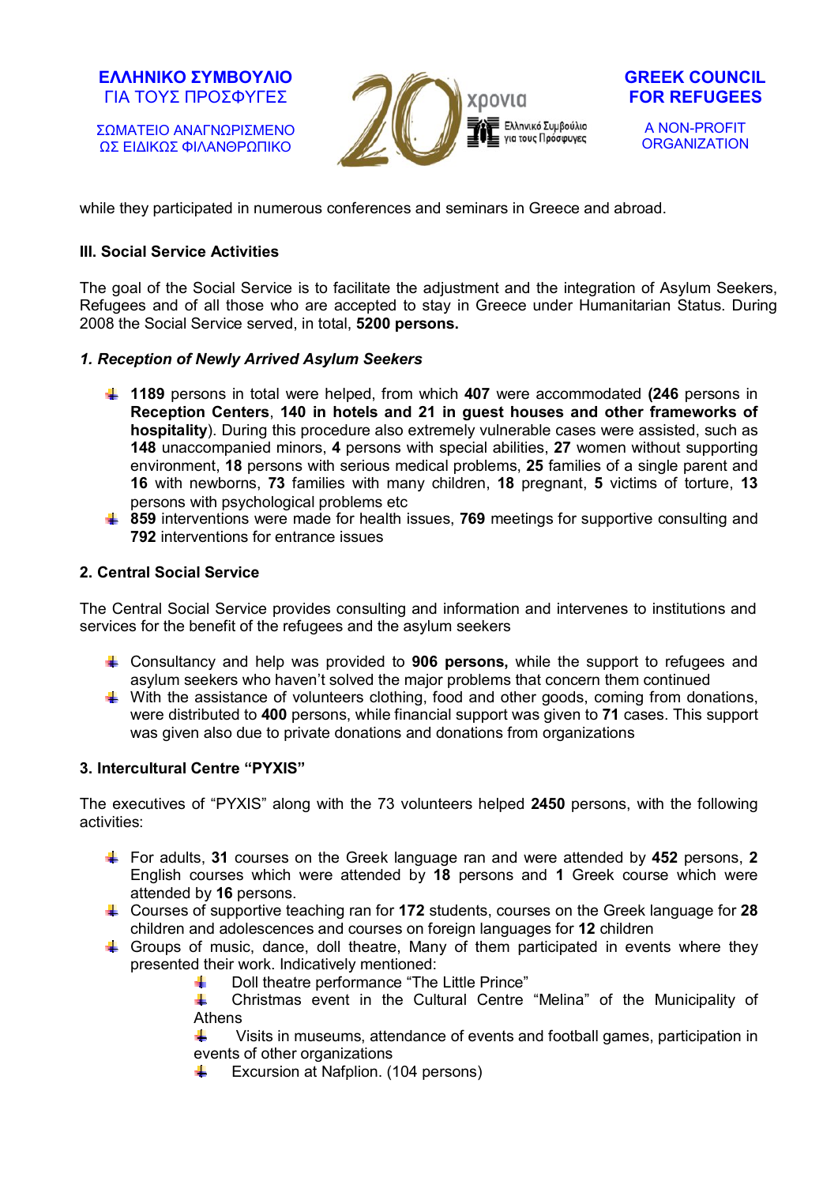while they participated in numerous conferences and seminars in Greece and abroad.

### III. Social Service Activities

The goal of the Social Service is to facilitate the adjustment and the integration of Asylum Seekers, Refugees and of all those who are accepted to stay in Greece under Humanitarian Status. During 2008 the Social Service served, in total, **5200 persons.**

#### *1. Reception of Newly Arrived Asylum Seekers*

- **1189** persons in total were helped, from which **407** were accommodated **(246** persons in **Reception Centers**, **140 in hotels and 21 in guest houses and other frameworks of hospitality**). During this procedure also extremely vulnerable cases were assisted, such as **148** unaccompanied minors, **4** persons with special abilities, **27** women without supporting environment, **18** persons with serious medical problems, **25** families of a single parent and **16** with newborns, **73** families with many children, **18** pregnant, **5** victims of torture, **13** persons with psychological problems etc
- **859** interventions were made for health issues, **769** meetings for supportive consulting and **792** interventions for entrance issues

#### 2. Central Social Service

The Central Social Service provides consulting and information and intervenes to institutions and services for the benefit of the refugees and the asylum seekers

- Consultancy and help was provided to **906 persons,** while the support to refugees and asylum seekers who haven't solved the major problems that concern them continued
- With the assistance of volunteers clothing, food and other goods, coming from donations, were distributed to **400** persons, while financial support was given to **71** cases. This support was given also due to private donations and donations from organizations

#### 3. Intercultural Centre "PYXIS"

The executives of "PYXIS" along with the 73 volunteers helped **2450** persons, with the following activities:

- For adults, **31** courses on the Greek language ran and were attended by **452** persons, **2** English courses which were attended by **18** persons and **1** Greek course which were attended by **16** persons.
- Courses of supportive teaching ran for **172** students, courses on the Greek language for **28** children and adolescences and courses on foreign languages for **12** children
- Groups of music, dance, doll theatre, Many of them participated in events where they presented their work. Indicatively mentioned:
  - Doll theatre performance "The Little Prince"
  - Christmas event in the Cultural Centre "Melina" of the Municipality of Athens
  - Visits in museums, attendance of events and football games, participation in events of other organizations
  - Excursion at Nafplion. (104 persons)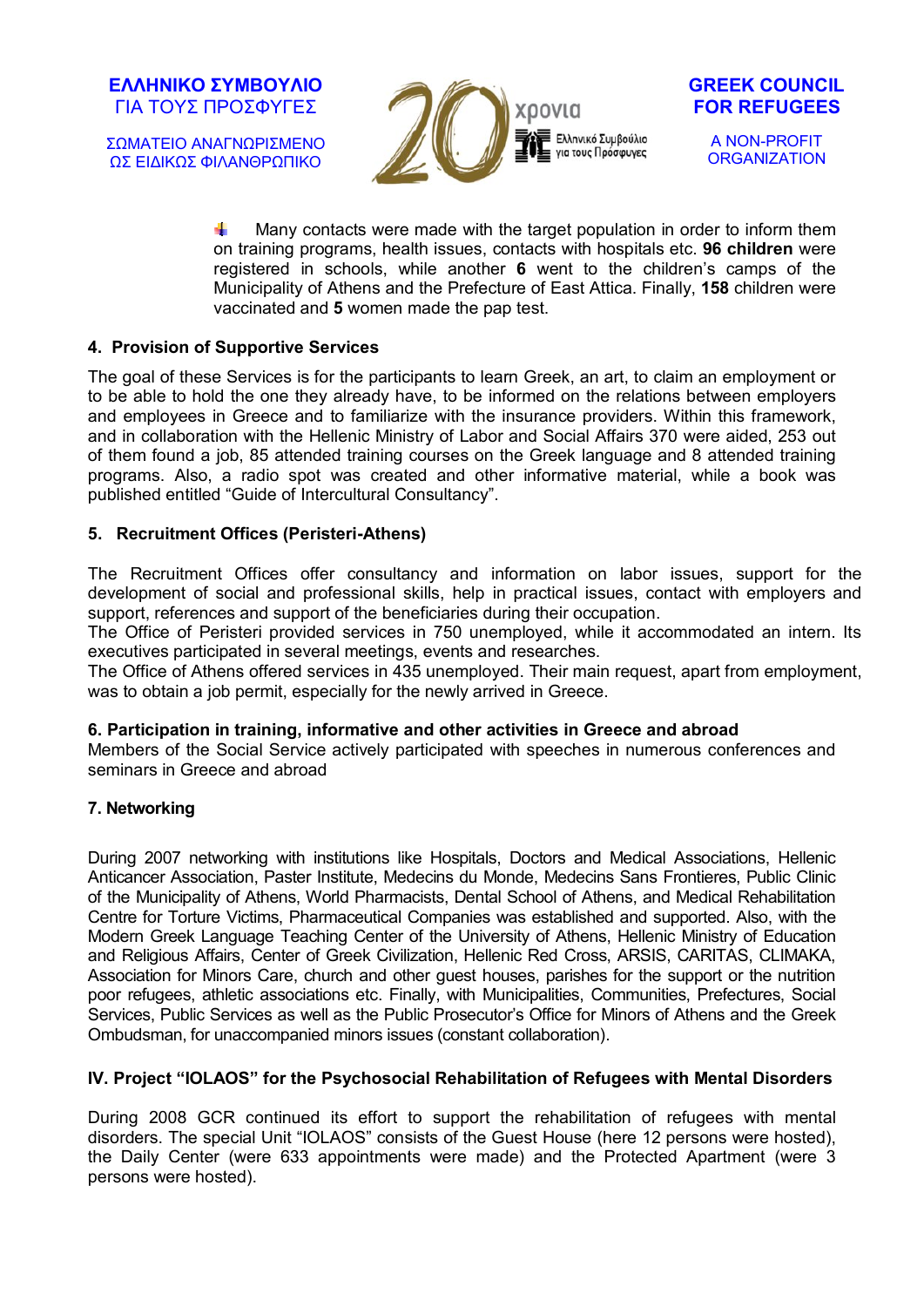- Many contacts were made with the target population in order to inform them on training programs, health issues, contacts with hospitals etc. **96 children** were registered in schools, while another **6** went to the children's camps of the Municipality of Athens and the Prefecture of East Attica. Finally, **158** children were vaccinated and **5** women made the pap test.

#### 4. Provision of Supportive Services

The goal of these Services is for the participants to learn Greek, an art, to claim an employment or to be able to hold the one they already have, to be informed on the relations between employers and employees in Greece and to familiarize with the insurance providers. Within this framework, and in collaboration with the Hellenic Ministry of Labor and Social Affairs 370 were aided, 253 out of them found a job, 85 attended training courses on the Greek language and 8 attended training programs. Also, a radio spot was created and other informative material, while a book was published entitled "Guide of Intercultural Consultancy".

#### 5. Recruitment Offices (Peristeri-Athens)

The Recruitment Offices offer consultancy and information on labor issues, support for the development of social and professional skills, help in practical issues, contact with employers and support, references and support of the beneficiaries during their occupation.
The Office of Peristeri provided services in 750 unemployed, while it accommodated an intern. Its executives participated in several meetings, events and researches.
The Office of Athens offered services in 435 unemployed. Their main request, apart from employment, was to obtain a job permit, especially for the newly arrived in Greece.

#### 6. Participation in training, informative and other activities in Greece and abroad

Members of the Social Service actively participated with speeches in numerous conferences and seminars in Greece and abroad

#### 7. Networking

During 2007 networking with institutions like Hospitals, Doctors and Medical Associations, Hellenic Anticancer Association, Paster Institute, Medecins du Monde, Medecins Sans Frontieres, Public Clinic of the Municipality of Athens, World Pharmacists, Dental School of Athens, and Medical Rehabilitation Centre for Torture Victims, Pharmaceutical Companies was established and supported. Also, with the Modern Greek Language Teaching Center of the University of Athens, Hellenic Ministry of Education and Religious Affairs, Center of Greek Civilization, Hellenic Red Cross, ARSIS, CARITAS, CLIMAKA, Association for Minors Care, church and other guest houses, parishes for the support or the nutrition poor refugees, athletic associations etc. Finally, with Municipalities, Communities, Prefectures, Social Services, Public Services as well as the Public Prosecutor's Office for Minors of Athens and the Greek Ombudsman, for unaccompanied minors issues (constant collaboration).

### IV. Project "IOLAOS" for the Psychosocial Rehabilitation of Refugees with Mental Disorders

During 2008 GCR continued its effort to support the rehabilitation of refugees with mental disorders. The special Unit "IOLAOS" consists of the Guest House (here 12 persons were hosted), the Daily Center (were 633 appointments were made) and the Protected Apartment (were 3 persons were hosted).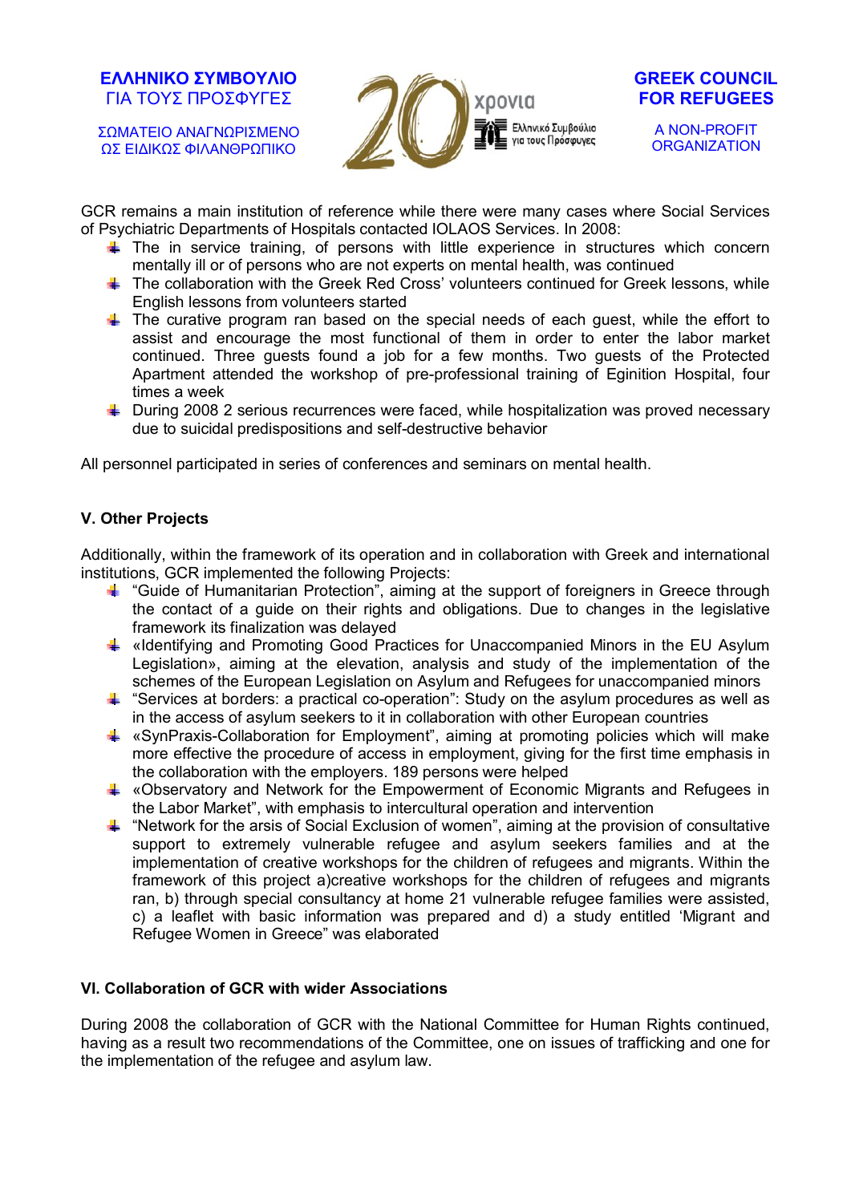GCR remains a main institution of reference while there were many cases where Social Services of Psychiatric Departments of Hospitals contacted IOLAOS Services. In 2008:

- The in service training, of persons with little experience in structures which concern mentally ill or of persons who are not experts on mental health, was continued
- The collaboration with the Greek Red Cross' volunteers continued for Greek lessons, while English lessons from volunteers started
- The curative program ran based on the special needs of each guest, while the effort to assist and encourage the most functional of them in order to enter the labor market continued. Three guests found a job for a few months. Two guests of the Protected Apartment attended the workshop of pre-professional training of Eginition Hospital, four times a week
- During 2008 2 serious recurrences were faced, while hospitalization was proved necessary due to suicidal predispositions and self-destructive behavior

All personnel participated in series of conferences and seminars on mental health.

## V. Other Projects

Additionally, within the framework of its operation and in collaboration with Greek and international institutions, GCR implemented the following Projects:

- "Guide of Humanitarian Protection", aiming at the support of foreigners in Greece through the contact of a guide on their rights and obligations. Due to changes in the legislative framework its finalization was delayed
- «Identifying and Promoting Good Practices for Unaccompanied Minors in the EU Asylum Legislation», aiming at the elevation, analysis and study of the implementation of the schemes of the European Legislation on Asylum and Refugees for unaccompanied minors
- "Services at borders: a practical co-operation": Study on the asylum procedures as well as in the access of asylum seekers to it in collaboration with other European countries
- «SynPraxis-Collaboration for Employment", aiming at promoting policies which will make more effective the procedure of access in employment, giving for the first time emphasis in the collaboration with the employers. 189 persons were helped
- «Observatory and Network for the Empowerment of Economic Migrants and Refugees in the Labor Market", with emphasis to intercultural operation and intervention
- "Network for the arsis of Social Exclusion of women", aiming at the provision of consultative support to extremely vulnerable refugee and asylum seekers families and at the implementation of creative workshops for the children of refugees and migrants. Within the framework of this project a)creative workshops for the children of refugees and migrants ran, b) through special consultancy at home 21 vulnerable refugee families were assisted, c) a leaflet with basic information was prepared and d) a study entitled 'Migrant and Refugee Women in Greece" was elaborated

## VI. Collaboration of GCR with wider Associations

During 2008 the collaboration of GCR with the National Committee for Human Rights continued, having as a result two recommendations of the Committee, one on issues of trafficking and one for the implementation of the refugee and asylum law.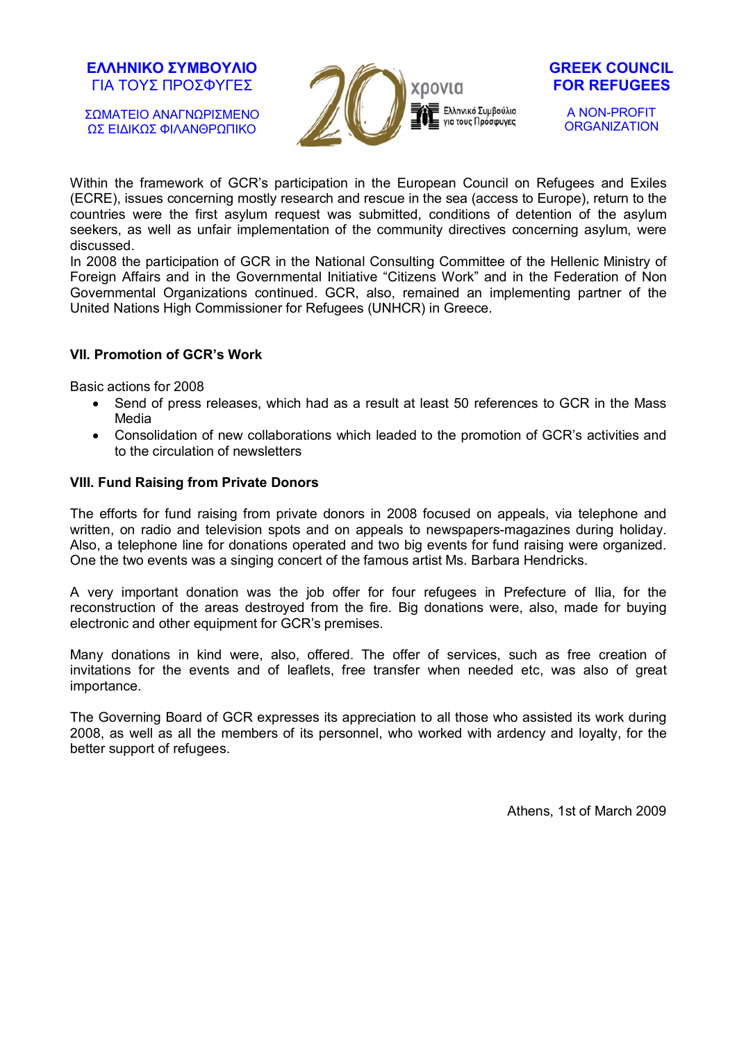Within the framework of GCR's participation in the European Council on Refugees and Exiles (ECRE), issues concerning mostly research and rescue in the sea (access to Europe), return to the countries were the first asylum request was submitted, conditions of detention of the asylum seekers, as well as unfair implementation of the community directives concerning asylum, were discussed.

In 2008 the participation of GCR in the National Consulting Committee of the Hellenic Ministry of Foreign Affairs and in the Governmental Initiative "Citizens Work" and in the Federation of Non Governmental Organizations continued. GCR, also, remained an implementing partner of the United Nations High Commissioner for Refugees (UNHCR) in Greece.

### VII. Promotion of GCR's Work

Basic actions for 2008

- Send of press releases, which had as a result at least 50 references to GCR in the Mass Media
- Consolidation of new collaborations which leaded to the promotion of GCR's activities and to the circulation of newsletters

### VIII. Fund Raising from Private Donors

The efforts for fund raising from private donors in 2008 focused on appeals, via telephone and written, on radio and television spots and on appeals to newspapers-magazines during holiday. Also, a telephone line for donations operated and two big events for fund raising were organized. One the two events was a singing concert of the famous artist Ms. Barbara Hendricks.

A very important donation was the job offer for four refugees in Prefecture of Ilia, for the reconstruction of the areas destroyed from the fire. Big donations were, also, made for buying electronic and other equipment for GCR's premises.

Many donations in kind were, also, offered. The offer of services, such as free creation of invitations for the events and of leaflets, free transfer when needed etc, was also of great importance.

The Governing Board of GCR expresses its appreciation to all those who assisted its work during 2008, as well as all the members of its personnel, who worked with ardency and loyalty, for the better support of refugees.

Athens, 1st of March 2009